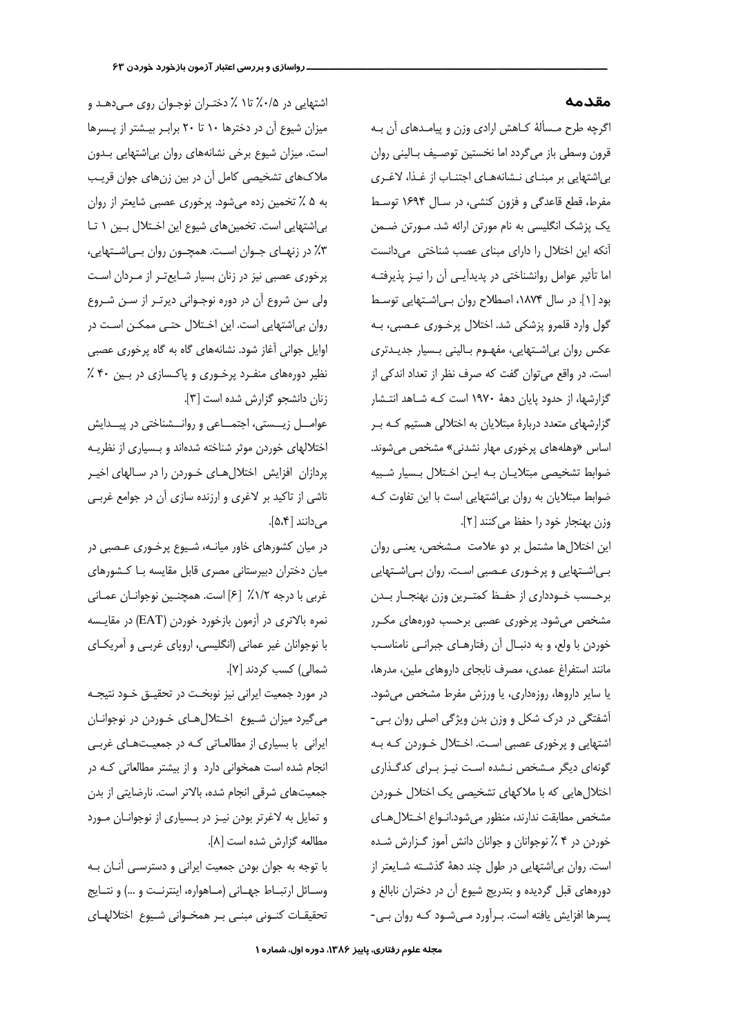## مقدمه

اگرچه طرح مسألهٔ کاهش ارادی وزن و پیامدهای آن به قرون وسطی باز می‌گردد اما نخستین توصیف بالینی روان بی‌اشتهایی بر مبنای نشانه‌های اجتناب از غذا، لاغری مفرط، قطع قاعدگی و فزون کنشی، در سال ۱۶۹۴ توسط یک پزشک انگلیسی به نام مورتن ارائه شد. مورتن ضمن آنکه این اختلال را دارای مبنای عصب شناختی می‌دانست اما تأثیر عوامل روانشناختی در پدیدآیی آن را نیز پذیرفته بود [1]. در سال ۱۸۷۴، اصطلاح روان بی‌اشتهایی توسط گول وارد قلمرو پزشکی شد. اختلال پرخوری عصبی، به عکس روان بی‌اشتهایی، مفهوم بالینی بسیار جدیدتری است. در واقع می‌توان گفت که صرف نظر از تعداد اندکی از گزارشها، از حدود پایان دههٔ ۱۹۷۰ است که شاهد انتشار گزارشهای متعدد دربارهٔ مبتلایان به اختلالی هستیم که بر اساس «وهله‌های پرخوری مهار نشدنی» مشخص می‌شوند. ضوابط تشخیصی مبتلایان به این اختلال بسیار شبیه ضوابط مبتلایان به روان بی‌اشتهایی است با این تفاوت که وزن بهنجار خود را حفظ می‌کنند [2].

این اختلال‌ها مشتمل بر دو علامت مشخص، یعنی روان بی‌اشتهایی و پرخوری عصبی است. روان بی‌اشتهایی برحسب خودداری از حفظ کمترین وزن بهنجار بدن مشخص می‌شود. پرخوری عصبی برحسب دوره‌های مکرر خوردن با ولع، و به دنبال آن رفتارهای جبرانی نامناسب مانند استفراغ عمدی، مصرف نابجای داروهای ملین، مدرها، یا سایر داروها، روزه‌داری، یا ورزش مفرط مشخص می‌شود. آشفتگی در درک شکل و وزن بدن ویژگی اصلی روان بی-اشتهایی و پرخوری عصبی است. اختلال خوردن که به گونه‌ای دیگر مشخص نشده است نیز برای کدگذاری اختلال‌هایی که با ملاکهای تشخیصی یک اختلال خوردن مشخص مطابقت ندارند، منظور می‌شود.انواع اختلال‌های خوردن در ۴ ٪ نوجوانان و جوانان دانش آموز گزارش شده است. روان بی‌اشتهایی در طول چند دههٔ گذشته شایعتر از دوره‌های قبل گردیده و بتدریج شیوع آن در دختران نابالغ و پسرها افزایش یافته است. برآورد می‌شود که روان بی-اشتهایی در ۰/۵٪ تا ۱ ٪ دختران نوجوان روی می‌دهد و میزان شیوع آن در دخترها ۱۰ تا ۲۰ برابر بیشتر از پسرها است. میزان شیوع برخی نشانه‌های روان بی‌اشتهایی بدون ملاک‌های تشخیصی کامل آن در بین زن‌های جوان قریب به ۵ ٪ تخمین زده می‌شود. پرخوری عصبی شایعتر از روان بی‌اشتهایی است. تخمین‌های شیوع این اختلال بین ۱ تا ۳٪ در زنهای جوان است. همچون روان بی‌اشتهایی، پرخوری عصبی نیز در زنان بسیار شایع‌تر از مردان است ولی سن شروع آن در دوره نوجوانی دیرتر از سن شروع روان بی‌اشتهایی است. این اختلال حتی ممکن است در اوایل جوانی آغاز شود. نشانه‌های گاه به گاه پرخوری عصبی نظیر دوره‌های منفرد پرخوری و پاکسازی در بین ۴۰ ٪ زنان دانشجو گزارش شده است [3].

عوامل زیستی، اجتماعی و روانشناختی در پیدایش اختلالهای خوردن موثر شناخته شده‌اند و بسیاری از نظریه پردازان افزایش اختلال‌های خوردن را در سالهای اخیر ناشی از تاکید بر لاغری و ارزنده سازی آن در جوامع غربی می‌دانند [۵،۴].

در میان کشورهای خاور میانه، شیوع پرخوری عصبی در میان دختران دبیرستانی مصری قابل مقایسه با کشورهای غربی با درجه ۱/۲٪ [6] است. همچنین نوجوانان عمانی نمره بالاتری در آزمون بازخورد خوردن (EAT) در مقایسه با نوجوانان غیر عمانی (انگلیسی، اروپای غربی و آمریکای شمالی) کسب کردند [7].

در مورد جمعیت ایرانی نیز نوبخت در تحقیق خود نتیجه می‌گیرد میزان شیوع اختلال‌های خوردن در نوجوانان ایرانی با بسیاری از مطالعاتی که در جمعیت‌های غربی انجام شده است همخوانی دارد و از بیشتر مطالعاتی که در جمعیت‌های شرقی انجام شده، بالاتر است. نارضایتی از بدن و تمایل به لاغرتر بودن نیز در بسیاری از نوجوانان مورد مطالعه گزارش شده است [8].

با توجه به جوان بودن جمعیت ایرانی و دسترسی آنان به وسائل ارتباط جهانی (ماهواره، اینترنت و ...) و نتایج تحقیقات کنونی مبنی بر همخوانی شیوع اختلالهای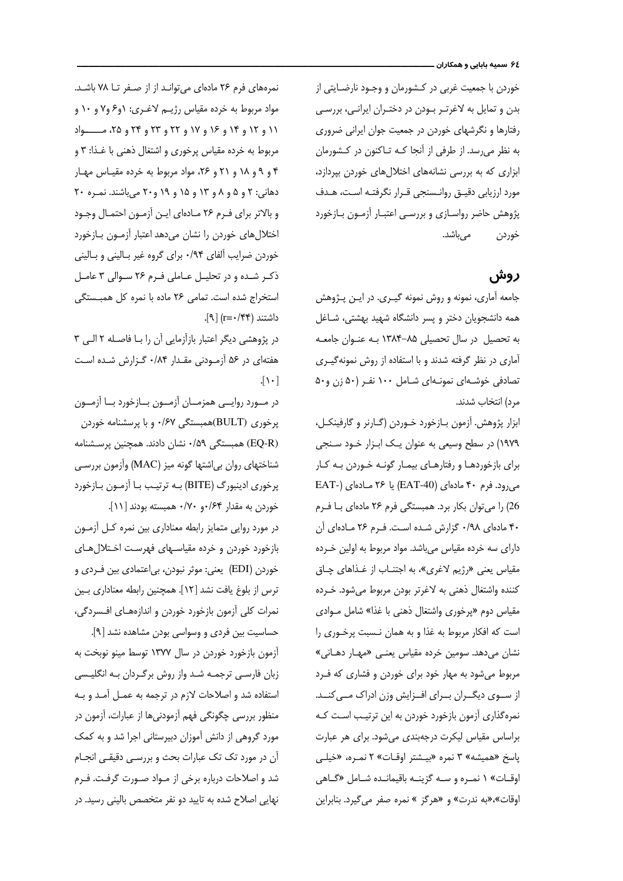خوردن با جمعیت غربی در کشورمان و وجود نارضایتی از بدن و تمایل به لاغرتر بودن در دختران ایرانی، بررسی رفتارها و نگرشهای خوردن در جمعیت جوان ایرانی ضروری به نظر می‌رسد. از طرفی از آنجا که تاکنون در کشورمان ابزاری که به بررسی نشانه‌های اختلال‌های خوردن بپردازد، مورد ارزیابی دقیق روانسنجی قرار نگرفته است، هدف پژوهش حاضر رواسازی و بررسی اعتبار آزمون بازخورد خوردن می‌باشد.

## روش

جامعه آماری، نمونه و روش نمونه گیری. در این پژوهش همه دانشجویان دختر و پسر دانشگاه شهید بهشتی، شاغل به تحصیل در سال تحصیلی ۸۵-۱۳۸۴ به عنوان جامعه آماری در نظر گرفته شدند و با استفاده از روش نمونه‌گیری تصادفی خوشه‌ای نمونه‌ای شامل ۱۰۰ نفر (۵۰ زن و۵۰ مرد) انتخاب شدند.

ابزار پژوهش. آزمون بازخورد خوردن (گارنر و گارفینکل، ۱۹۷۹) در سطح وسیعی به عنوان یک ابزار خود سنجی برای بازخوردها و رفتارهای بیمار گونه خوردن به کار می‌رود. فرم ۴۰ ماده‌ای (EAT-40) یا ۲۶ ماده‌ای (EAT-26) را می‌توان بکار برد. همبستگی فرم ۲۶ ماده‌ای با فرم ۴۰ ماده‌ای ۰/۹۸ گزارش شده است. فرم ۲۶ ماده‌ای آن دارای سه خرده مقیاس می‌باشد. مواد مربوط به اولین خرده مقیاس یعنی «رژیم لاغری»، به اجتناب از غذاهای چاق کننده واشتغال ذهنی به لاغرتر بودن مربوط می‌شود. خرده مقیاس دوم «پرخوری واشتغال ذهنی با غذا» شامل موادی است که افکار مربوط به غذا و به همان نسبت پرخوری را نشان می‌دهد. سومین خرده مقیاس یعنی «مهار دهانی» مربوط می‌شود به مهار خود برای خوردن و فشاری که فرد از سوی دیگران برای افزایش وزن ادراک می‌کند. نمره‌گذاری آزمون بازخورد خوردن به این ترتیب است که براساس مقیاس لیکرت درجه‌بندی می‌شود. برای هر عبارت پاسخ «همیشه» ۳ نمره «بیشتر اوقات» ۲ نمره، «خیلی اوقات» ۱ نمره و سه گزینه باقیمانده شامل «گاهی اوقات»،«به ندرت» و «هرگز » نمره صفر می‌گیرد. بنابراین نمره‌های فرم ۲۶ ماده‌ای می‌تواند از از صفر تا ۷۸ باشد. مواد مربوط به خرده مقیاس رژیم لاغری: ۱و۶ و۷ و ۱۰ و ۱۱ و ۱۲ و ۱۴ و ۱۶ و ۱۷ و ۲۲ و ۲۳ و ۲۴ و ۲۵، مواد مربوط به خرده مقیاس پرخوری و اشتغال ذهنی با غذا: ۳ و ۴ و ۹ و ۱۸ و ۲۱ و ۲۶، مواد مربوط به خرده مقیاس مهار دهانی: ۲ و ۵ و ۸ و ۱۳ و ۱۵ و ۱۹ و۲۰ می‌باشند. نمره ۲۰ و بالاتر برای فرم ۲۶ ماده‌ای این آزمون احتمال وجود اختلال‌های خوردن را نشان می‌دهد اعتبار آزمون بازخورد خوردن ضرایب آلفای ۰/۹۴ برای گروه غیر بالینی و بالینی ذکر شده و در تحلیل عاملی فرم ۲۶ سوالی ۳ عامل استخراج شده است. تمامی ۲۶ ماده با نمره کل همبستگی داشتند (r=۰/۴۴) [۹].

در پژوهشی دیگر اعتبار بازآزمایی آن را با فاصله ۲ الی ۳ هفته‌ای در ۵۶ آزمودنی مقدار ۰/۸۴ گزارش شده است [۱۰].

در مورد روایی همزمان آزمون بازخورد با آزمون پرخوری (BULT)همبستگی ۰/۶۷ و با پرسشنامه خوردن (EQ-R) همبستگی ۰/۵۹ نشان دادند. همچنین پرسشنامه شناختهای روان بی‌اشتها گونه میز (MAC) وآزمون بررسی پرخوری ادینبورگ (BITE) به ترتیب با آزمون بازخورد خوردن به مقدار ۰/۶۴و ۰/۷۰ همبسته بودند [۱۱].

در مورد روایی متمایز رابطه معناداری بین نمره کل آزمون بازخورد خوردن و خرده مقیاسهای فهرست اختلال‌های خوردن (EDI) یعنی: موثر نبودن، بی‌اعتمادی بین فردی و ترس از بلوغ یافت نشد [۱۲]. همچنین رابطه معناداری بین نمرات کلی آزمون بازخورد خوردن و اندازه‌های افسردگی، حساسیت بین فردی و وسواسی بودن مشاهده نشد [۹].

آزمون بازخورد خوردن در سال ۱۳۷۷ توسط مینو نوبخت به زبان فارسی ترجمه شد واز روش برگردان به انگلیسی استفاده شد و اصلاحات لازم در ترجمه به عمل آمد و به منظور بررسی چگونگی فهم آزمودنی‌ها از عبارات، آزمون در مورد گروهی از دانش آموزان دبیرستانی اجرا شد و به کمک آن در مورد تک تک عبارات بحث و بررسی دقیقی انجام شد و اصلاحات درباره برخی از مواد صورت گرفت. فرم نهایی اصلاح شده به تایید دو نفر متخصص بالینی رسید. در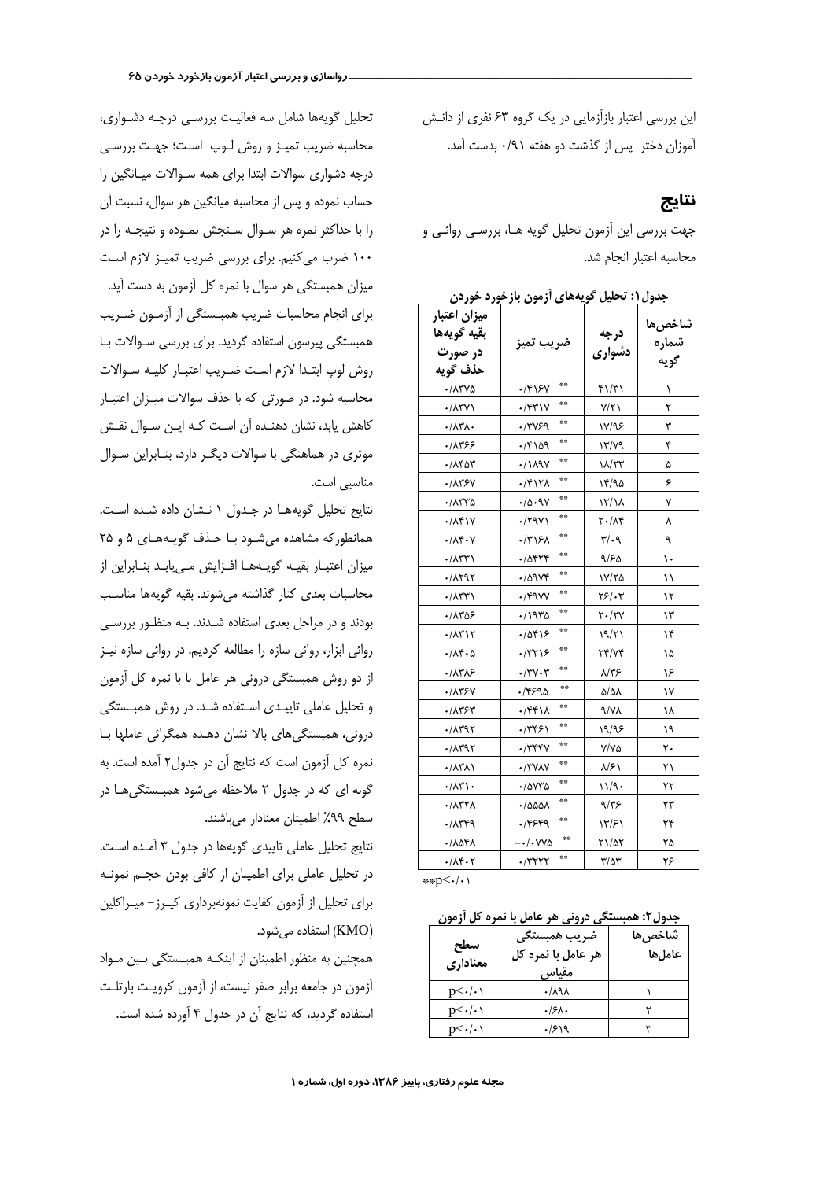این بررسی اعتبار بازآزمایی در یک گروه ۶۳ نفری از دانش آموزان دختر پس از گذشت دو هفته ۰/۹۱ بدست آمد.

## نتایج

جهت بررسی این آزمون تحلیل گویه ها، بررسی روائی و محاسبه اعتبار انجام شد.

**جدول۱: تحلیل گویه‌های آزمون بازخورد خوردن**

| شاخص‌ها شماره گویه | درجه دشواری | ضریب تمیز | میزان اعتبار بقیه گویه‌ها در صورت حذف گویه |
|---|---|---|---|
| ۱ | ۴۱/۳۱ | ۰/۴۱۶۷ ** | ۰/۸۳۷۵ |
| ۲ | ۷/۲۱ | ۰/۴۳۱۷ ** | ۰/۸۳۷۱ |
| ۳ | ۱۷/۹۶ | ۰/۳۷۶۹ ** | ۰/۸۳۸۰ |
| ۴ | ۱۳/۷۹ | ۰/۴۱۵۹ ** | ۰/۸۳۶۶ |
| ۵ | ۱۸/۲۳ | ۰/۱۸۹۷ ** | ۰/۸۴۵۳ |
| ۶ | ۱۴/۹۵ | ۰/۴۱۲۸ ** | ۰/۸۳۶۷ |
| ۷ | ۱۳/۱۸ | ۰/۵۰۹۷ ** | ۰/۸۳۳۵ |
| ۸ | ۲۰/۸۴ | ۰/۲۹۷۱ ** | ۰/۸۴۱۷ |
| ۹ | ۳/۰۹ | ۰/۳۱۶۸ ** | ۰/۸۴۰۷ |
| ۱۰ | ۹/۶۵ | ۰/۵۴۲۴ ** | ۰/۸۳۳۱ |
| ۱۱ | ۱۷/۲۵ | ۰/۵۹۷۴ ** | ۰/۸۲۹۲ |
| ۱۲ | ۲۶/۰۳ | ۰/۴۹۷۷ ** | ۰/۸۳۳۱ |
| ۱۳ | ۲۰/۲۷ | ۰/۱۹۳۵ ** | ۰/۸۴۵۶ |
| ۱۴ | ۱۹/۲۱ | ۰/۵۴۱۶ ** | ۰/۸۳۱۲ |
| ۱۵ | ۲۴/۷۴ | ۰/۳۲۱۶ ** | ۰/۸۴۰۵ |
| ۱۶ | ۸/۳۶ | ۰/۳۷۰۳ ** | ۰/۸۳۸۶ |
| ۱۷ | ۵/۵۸ | ۰/۴۶۹۵ ** | ۰/۸۳۶۷ |
| ۱۸ | ۹/۷۸ | ۰/۴۴۱۸ ** | ۰/۸۳۶۳ |
| ۱۹ | ۱۹/۹۶ | ۰/۳۴۶۱ ** | ۰/۸۳۹۲ |
| ۲۰ | ۷/۷۵ | ۰/۳۴۴۷ ** | ۰/۸۳۹۲ |
| ۲۱ | ۸/۶۱ | ۰/۳۷۸۷ ** | ۰/۸۳۸۱ |
| ۲۲ | ۱۱/۹۰ | ۰/۵۷۳۵ ** | ۰/۸۳۱۰ |
| ۲۳ | ۹/۳۶ | ۰/۵۵۵۸ ** | ۰/۸۳۲۸ |
| ۲۴ | ۱۳/۶۱ | ۰/۴۶۴۹ ** | ۰/۸۳۴۹ |
| ۲۵ | ۲۱/۵۲ | -۰/۰۷۷۵ ** | ۰/۸۵۴۸ |
| ۲۶ | ۳/۵۳ | ۰/۳۲۲۲ ** | ۰/۸۴۰۲ |

**p<۰/۰۱

**جدول۲: همبستگی درونی هر عامل با نمره کل آزمون**

| شاخص‌ها عامل‌ها | ضریب همبستگی هر عامل با نمره کل مقیاس | سطح معناداری |
|---|---|---|
| ۱ | ۰/۸۹۸ | p<۰/۰۱ |
| ۲ | ۰/۶۸۰ | p<۰/۰۱ |
| ۳ | ۰/۶۱۹ | p<۰/۰۱ |

تحلیل گویه‌ها شامل سه فعالیت بررسی درجه دشواری، محاسبه ضریب تمیز و روش لوپ است؛ جهت بررسی درجه دشواری سوالات ابتدا برای همه سوالات میانگین را حساب نموده و پس از محاسبه میانگین هر سوال، نسبت آن را با حداکثر نمره هر سوال سنجش نموده و نتیجه را در ۱۰۰ ضرب می‌کنیم. برای بررسی ضریب تمیز لازم است میزان همبستگی هر سوال با نمره کل آزمون به دست آید. برای انجام محاسبات ضریب همبستگی از آزمون ضریب همبستگی پیرسون استفاده گردید. برای بررسی سوالات با روش لوپ ابتدا لازم است ضریب اعتبار کلیه سوالات محاسبه شود. در صورتی که با حذف سوالات میزان اعتبار کاهش یابد، نشان دهنده آن است که این سوال نقش موثری در هماهنگی با سوالات دیگر دارد، بنابراین سوال مناسبی است.

نتایج تحلیل گویه‌ها در جدول ۱ نشان داده شده است. همانطورکه مشاهده می‌شود با حذف گویه‌های ۵ و ۲۵ میزان اعتبار بقیه گویه‌ها افزایش می‌یابد بنابراین از محاسبات بعدی کنار گذاشته می‌شوند. بقیه گویه‌ها مناسب بودند و در مراحل بعدی استفاده شدند. به منظور بررسی روائی ابزار، روائی سازه را مطالعه کردیم. در روائی سازه نیز از دو روش همبستگی درونی هر عامل با با نمره کل آزمون و تحلیل عاملی تاییدی استفاده شد. در روش همبستگی درونی، همبستگی‌های بالا نشان دهنده همگرائی عاملها با نمره کل آزمون است که نتایج آن در جدول۲ آمده است. به گونه ای که در جدول ۲ ملاحظه می‌شود همبستگی‌ها در سطح ۹۹٪ اطمینان معنادار می‌باشند.

نتایج تحلیل عاملی تاییدی گویه‌ها در جدول ۳ آمده است. در تحلیل عاملی برای اطمینان از کافی بودن حجم نمونه برای تحلیل از آزمون کفایت نمونه‌برداری کیرز- میراکلین (KMO) استفاده می‌شود.

همچنین به منظور اطمینان از اینکه همبستگی بین مواد آزمون در جامعه برابر صفر نیست، از آزمون کرویت بارتلت استفاده گردید، که نتایج آن در جدول ۴ آورده شده است.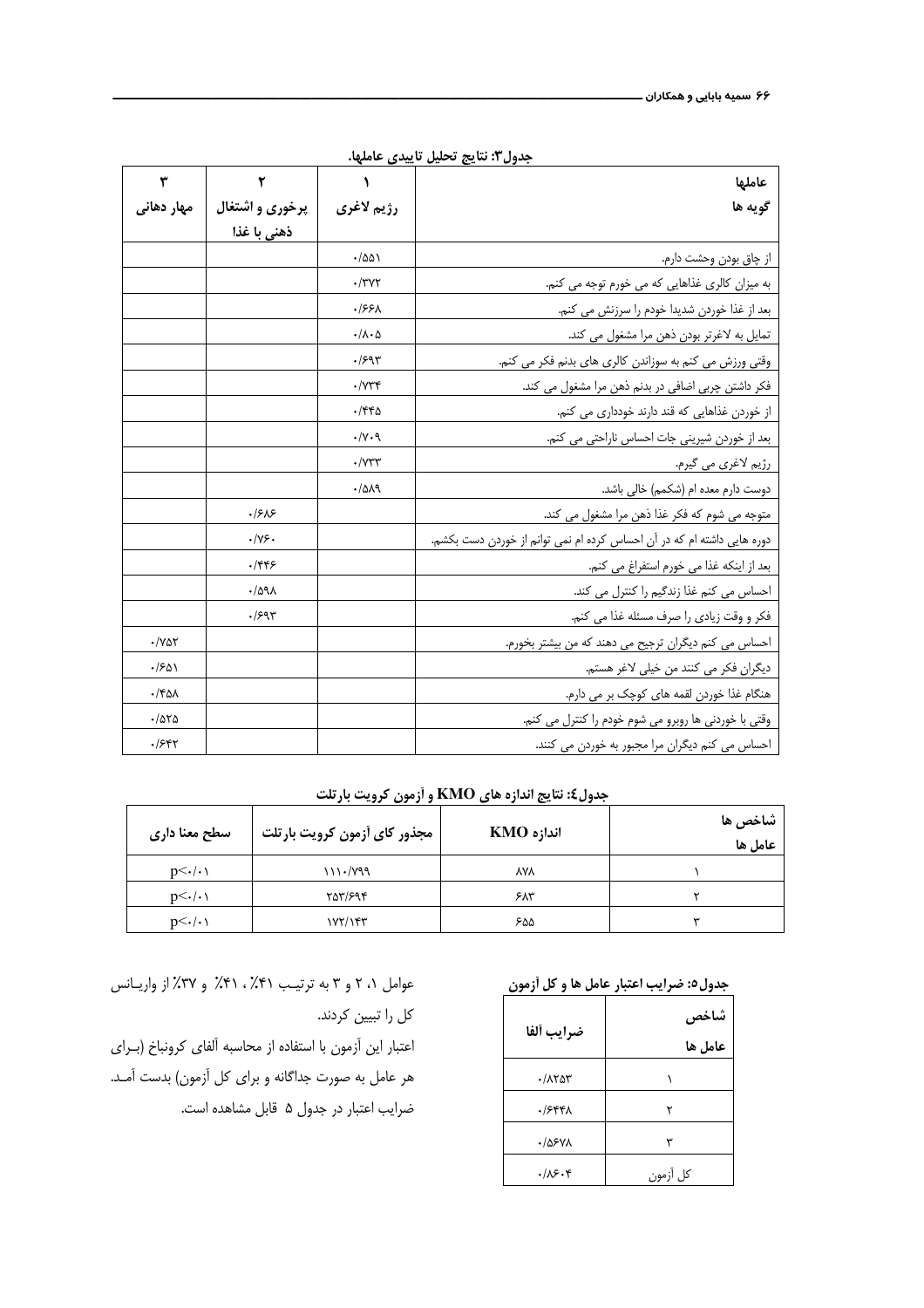**جدول۳: نتایج تحلیل تاییدی عاملها.**

| عاملها / گویه ها | ۱ رژیم لاغری | ۲ پرخوری و اشتغال ذهنی با غذا | ۳ مهار دهانی |
|---|---|---|---|
| از چاق بودن وحشت دارم. | ۰/۵۵۱ | | |
| به میزان کالری غذاهایی که می خورم توجه می کنم. | ۰/۳۷۲ | | |
| بعد از غذا خوردن شدیدا خودم را سرزنش می کنم. | ۰/۶۶۸ | | |
| تمایل به لاغرتر بودن ذهن مرا مشغول می کند. | ۰/۸۰۵ | | |
| وقتی ورزش می کنم به سوزاندن کالری های بدنم فکر می کنم. | ۰/۶۹۳ | | |
| فکر داشتن چربی اضافی در بدنم ذهن مرا مشغول می کند. | ۰/۷۳۴ | | |
| از خوردن غذاهایی که قند دارند خودداری می کنم. | ۰/۴۴۵ | | |
| بعد از خوردن شیرینی جات احساس ناراحتی می کنم. | ۰/۷۰۹ | | |
| رژیم لاغری می گیرم. | ۰/۷۳۳ | | |
| دوست دارم معده ام (شکمم) خالی باشد. | ۰/۵۸۹ | | |
| متوجه می شوم که فکر غذا ذهن مرا مشغول می کند. | | ۰/۶۸۶ | |
| دوره هایی داشته ام که در آن احساس کرده ام نمی توانم از خوردن دست بکشم. | | ۰/۷۶۰ | |
| بعد از اینکه غذا می خورم استفراغ می کنم. | | ۰/۴۴۶ | |
| احساس می کنم غذا زندگیم را کنترل می کند. | | ۰/۵۹۸ | |
| فکر و وقت زیادی را صرف مسئله غذا می کنم. | | ۰/۶۹۳ | |
| احساس می کنم دیگران ترجیح می دهند که من بیشتر بخورم. | | | ۰/۷۵۲ |
| دیگران فکر می کنند من خیلی لاغر هستم. | | | ۰/۶۵۱ |
| هنگام غذا خوردن لقمه های کوچک بر می دارم. | | | ۰/۴۵۸ |
| وقتی با خوردنی ها روبرو می شوم خودم را کنترل می کنم. | | | ۰/۵۲۵ |
| احساس می کنم دیگران مرا مجبور به خوردن می کنند. | | | ۰/۶۴۲ |

**جدول٤: نتایج اندازه های KMO و آزمون کرویت بارتلت**

| شاخص ها / عامل ها | اندازه KMO | مجذور کای آزمون کرویت بارتلت | سطح معنا داری |
|---|---|---|---|
| ۱ | ۸۷۸ | ۱۱۱۰/۷۹۹ | $p<۰/۰۱$ |
| ۲ | ۶۸۳ | ۲۵۳/۶۹۴ | $p<۰/۰۱$ |
| ۳ | ۶۵۵ | ۱۷۲/۱۴۳ | $p<۰/۰۱$ |

**جدول۵: ضرایب اعتبار عامل ها و کل آزمون**

| شاخص / عامل ها | ضرایب آلفا |
|---|---|
| ۱ | ۰/۸۲۵۳ |
| ۲ | ۰/۶۴۴۸ |
| ۳ | ۰/۵۶۷۸ |
| کل آزمون | ۰/۸۶۰۴ |

عوامل ۱، ۲ و ۳ به ترتیب ۴۱٪ ، ۴۱٪ و ۳۷٪ از واریانس کل را تبیین کردند.

اعتبار این آزمون با استفاده از محاسبه آلفای کرونباخ (برای هر عامل به صورت جداگانه و برای کل آزمون) بدست آمد. ضرایب اعتبار در جدول ۵ قابل مشاهده است.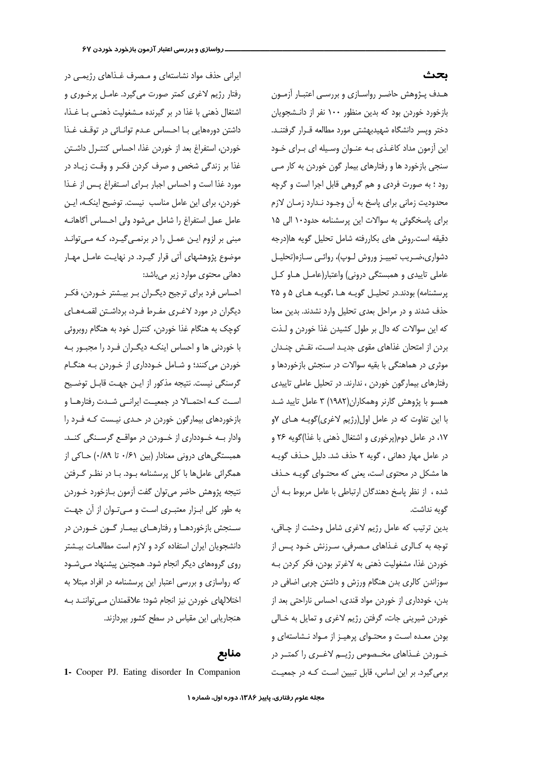## بحث

هدف پژوهش حاضر رواسازی و بررسی اعتبار آزمون بازخورد خوردن بود که بدین منظور ۱۰۰ نفر از دانشجویان دختر وپسر دانشگاه شهیدبهشتی مورد مطالعه قرار گرفتند. این آزمون مداد کاغذی به عنوان وسیله ای برای خود سنجی بازخورد ها و رفتارهای بیمار گون خوردن به کار می رود ؛ به صورت فردی و هم گروهی قابل اجرا است و گرچه محدودیت زمانی برای پاسخ به آن وجود ندارد زمان لازم برای پاسخگوئی به سوالات این پرسشنامه حدود۱۰ الی ۱۵ دقیقه است.روش های بکاررفته شامل تحلیل گویه ها(درجه دشواری،ضریب تمییز وروش لوپ)، روائی سازه(تحلیل عاملی تاییدی و همبستگی درونی) واعتبار(عامل هاو کل پرسشنامه) بودند.در تحلیل گویه ها ،گویه های ۵ و ۲۵ حذف شدند و در مراحل بعدی تحلیل وارد نشدند. بدین معنا که این سوالات که دال بر طول کشیدن غذا خوردن و لذت بردن از امتحان غذاهای مقوی جدید است، نقش چندان موثری در هماهنگی با بقیه سوالات در سنجش بازخوردها و رفتارهای بیمارگون خوردن ، ندارند. در تحلیل عاملی تاییدی همسو با پژوهش گارنر وهمکاران(۱۹۸۲) ۳ عامل تایید شد با این تفاوت که در عامل اول(رژیم لاغری)گویه های ۷و ۱۷، در عامل دوم(پرخوری و اشتغال ذهنی با غذا)گویه ۲۶ و در عامل مهار دهانی ، گویه ۲ حذف شد. دلیل حذف گویه ها مشکل در محتوی است، یعنی که محتوای گویه حذف شده ، از نظر پاسخ دهندگان ارتباطی با عامل مربوط به آن گویه نداشت.

بدین ترتیب که عامل رژیم لاغری شامل وحشت از چاقی، توجه به کالری غذاهای مصرفی، سرزنش خود پس از خوردن غذا، مشغولیت ذهنی به لاغرتر بودن، فکر کردن به سوزاندن کالری بدن هنگام ورزش و داشتن چربی اضافی در بدن، خودداری از خوردن مواد قندی، احساس ناراحتی بعد از خوردن شیرینی جات، گرفتن رژیم لاغری و تمایل به خالی بودن معده است و محتوای پرهیز از مواد نشاسته‌ای و خوردن غذاهای مخصوص رژیم لاغری را کمتر در برمی‌گیرد. بر این اساس، قابل تبیین است که در جمعیت ایرانی حذف مواد نشاسته‌ای و مصرف غذاهای رژیمی در رفتار رژیم لاغری کمتر صورت می‌گیرد. عامل پرخوری و اشتغال ذهنی با غذا در بر گیرنده مشغولیت ذهنی با غذا، داشتن دوره‌هایی با احساس عدم توانائی در توقف غذا خوردن، استفراغ بعد از خوردن غذا، احساس کنترل داشتن غذا بر زندگی شخص و صرف کردن فکر و وقت زیاد در مورد غذا است و احساس اجبار برای استفراغ پس از غذا خوردن، برای این عامل مناسب نیست. توضیح اینکه، این عامل عمل استفراغ را شامل می‌شود ولی احساس آگاهانه مبنی بر لزوم این عمل را در برنمی‌گیرد، که می‌تواند موضوع پژوهشهای آتی قرار گیرد. در نهایت عامل مهار دهانی محتوی موارد زیر می‌باشد:

احساس فرد برای ترجیح دیگران بر بیشتر خوردن، فکر دیگران در مورد لاغری مفرط فرد، برداشتن لقمه‌های کوچک به هنگام غذا خوردن، کنترل خود به هنگام روبروئی با خوردنی ها و احساس اینکه دیگران فرد را مجبور به خوردن می‌کنند؛ و شامل خودداری از خوردن به هنگام گرسنگی نیست. نتیجه مذکور از این جهت قابل توضیح است که احتمالا در جمعیت ایرانی شدت رفتارها و بازخوردهای بیمارگون خوردن در حدی نیست که فرد را وادار به خودداری از خوردن در مواقع گرسنگی کند. همبستگی‌های درونی معنادار (بین ۰/۶۱ تا ۰/۸۹) حاکی از همگرائی عامل‌ها با کل پرسشنامه بود. با در نظر گرفتن نتیجه پژوهش حاضر می‌توان گفت آزمون بازخورد خوردن به طور کلی ابزار معتبری است و می‌توان از آن جهت سنجش بازخوردها و رفتارهای بیمار گون خوردن در دانشجویان ایران استفاده کرد و لازم است مطالعات بیشتر روی گروههای دیگر انجام شود. همچنین پیشنهاد می‌شود که رواسازی و بررسی اعتبار این پرسشنامه در افراد مبتلا به اختلالهای خوردن نیز انجام شود؛ علاقمندان می‌توانند به هنجاریابی این مقیاس در سطح کشور بپردازند.

## منابع

1- Cooper PJ. Eating disorder In Companion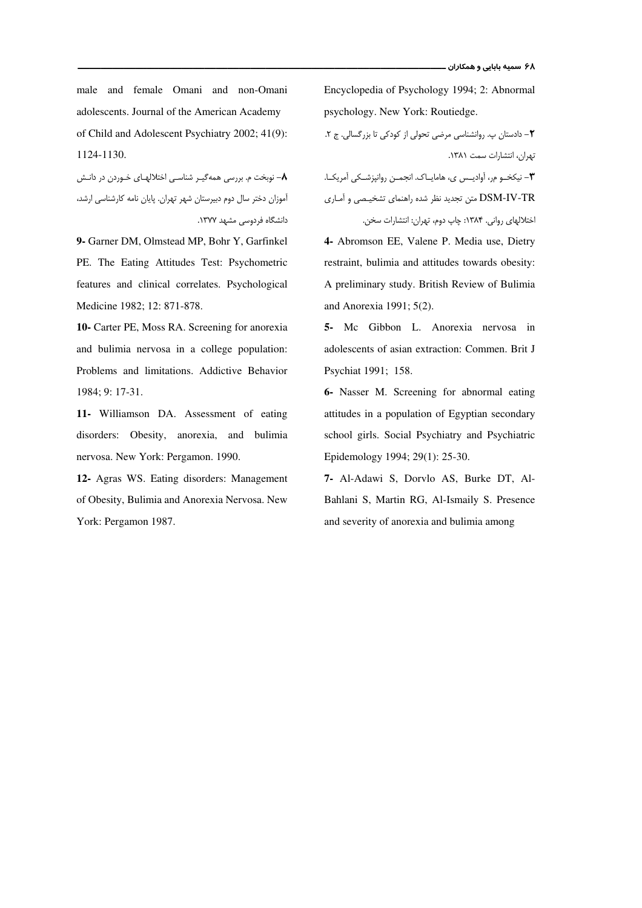Encyclopedia of Psychology 1994; 2: Abnormal psychology. New York: Routiedge.

**۲**- دادستان پ. روانشناسی مرضی تحولی از کودکی تا بزرگسالی. چ ۲. تهران، انتشارات سمت ۱۳۸۱.

**۳**- نیکخـو مر، آوادیـس ی، هامایـاک. انجمـن روانپزشـکی آمریکـا. DSM-IV-TR متن تجدید نظر شده راهنمای تشخیـصی و آمـاری اختلالهای روانی. ۱۳۸۴: چاپ دوم، تهران: انتشارات سخن.

**4-** Abromson EE, Valene P. Media use, Dietry restraint, bulimia and attitudes towards obesity: A preliminary study. British Review of Bulimia and Anorexia 1991; 5(2).

**5-** Mc Gibbon L. Anorexia nervosa in adolescents of asian extraction: Commen. Brit J Psychiat 1991; 158.

**6-** Nasser M. Screening for abnormal eating attitudes in a population of Egyptian secondary school girls. Social Psychiatry and Psychiatric Epidemology 1994; 29(1): 25-30.

**7-** Al-Adawi S, Dorvlo AS, Burke DT, Al-Bahlani S, Martin RG, Al-Ismaily S. Presence and severity of anorexia and bulimia among male and female Omani and non-Omani adolescents. Journal of the American Academy of Child and Adolescent Psychiatry 2002; 41(9): 1124-1130.

**۸**- نوبخت م. بررسی همه‌گیـر شناسـی اختلالهـای خـوردن در دانـش آموزان دختر سال دوم دبیرستان شهر تهران. پایان نامه کارشناسی ارشد، دانشگاه فردوسی مشهد ۱۳۷۷.

**9-** Garner DM, Olmstead MP, Bohr Y, Garfinkel PE. The Eating Attitudes Test: Psychometric features and clinical correlates. Psychological Medicine 1982; 12: 871-878.

**10-** Carter PE, Moss RA. Screening for anorexia and bulimia nervosa in a college population: Problems and limitations. Addictive Behavior 1984; 9: 17-31.

**11-** Williamson DA. Assessment of eating disorders: Obesity, anorexia, and bulimia nervosa. New York: Pergamon. 1990.

**12-** Agras WS. Eating disorders: Management of Obesity, Bulimia and Anorexia Nervosa. New York: Pergamon 1987.